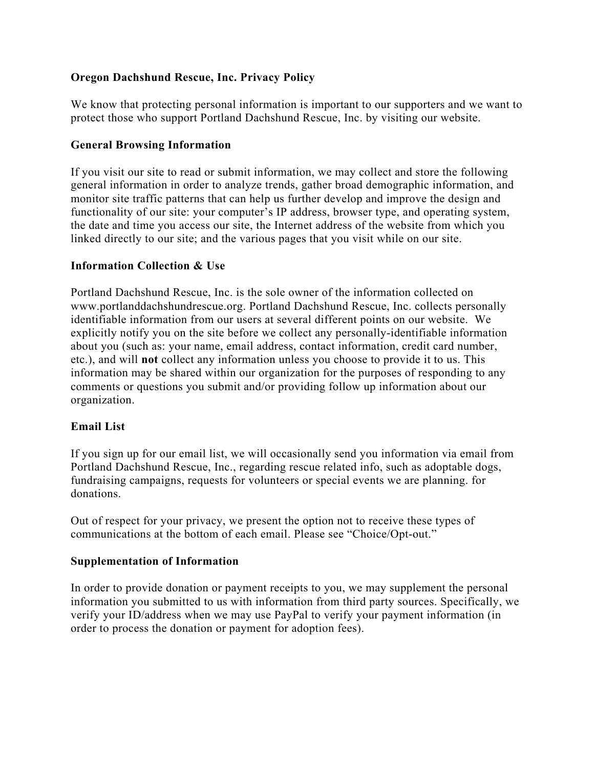**Oregon Dachshund Rescue, Inc. Privacy Policy**

We know that protecting personal information is important to our supporters and we want to protect those who support Portland Dachshund Rescue, Inc. by visiting our website.

**General Browsing Information**

If you visit our site to read or submit information, we may collect and store the following general information in order to analyze trends, gather broad demographic information, and monitor site traffic patterns that can help us further develop and improve the design and functionality of our site: your computer's IP address, browser type, and operating system, the date and time you access our site, the Internet address of the website from which you linked directly to our site; and the various pages that you visit while on our site.

**Information Collection & Use**

Portland Dachshund Rescue, Inc. is the sole owner of the information collected on www.portlanddachshundrescue.org. Portland Dachshund Rescue, Inc. collects personally identifiable information from our users at several different points on our website. We explicitly notify you on the site before we collect any personally-identifiable information about you (such as: your name, email address, contact information, credit card number, etc.), and will **not** collect any information unless you choose to provide it to us. This information may be shared within our organization for the purposes of responding to any comments or questions you submit and/or providing follow up information about our organization.

**Email List**

If you sign up for our email list, we will occasionally send you information via email from Portland Dachshund Rescue, Inc., regarding rescue related info, such as adoptable dogs, fundraising campaigns, requests for volunteers or special events we are planning. for donations.

Out of respect for your privacy, we present the option not to receive these types of communications at the bottom of each email. Please see "Choice/Opt-out."

**Supplementation of Information**

In order to provide donation or payment receipts to you, we may supplement the personal information you submitted to us with information from third party sources. Specifically, we verify your ID/address when we may use PayPal to verify your payment information (in order to process the donation or payment for adoption fees).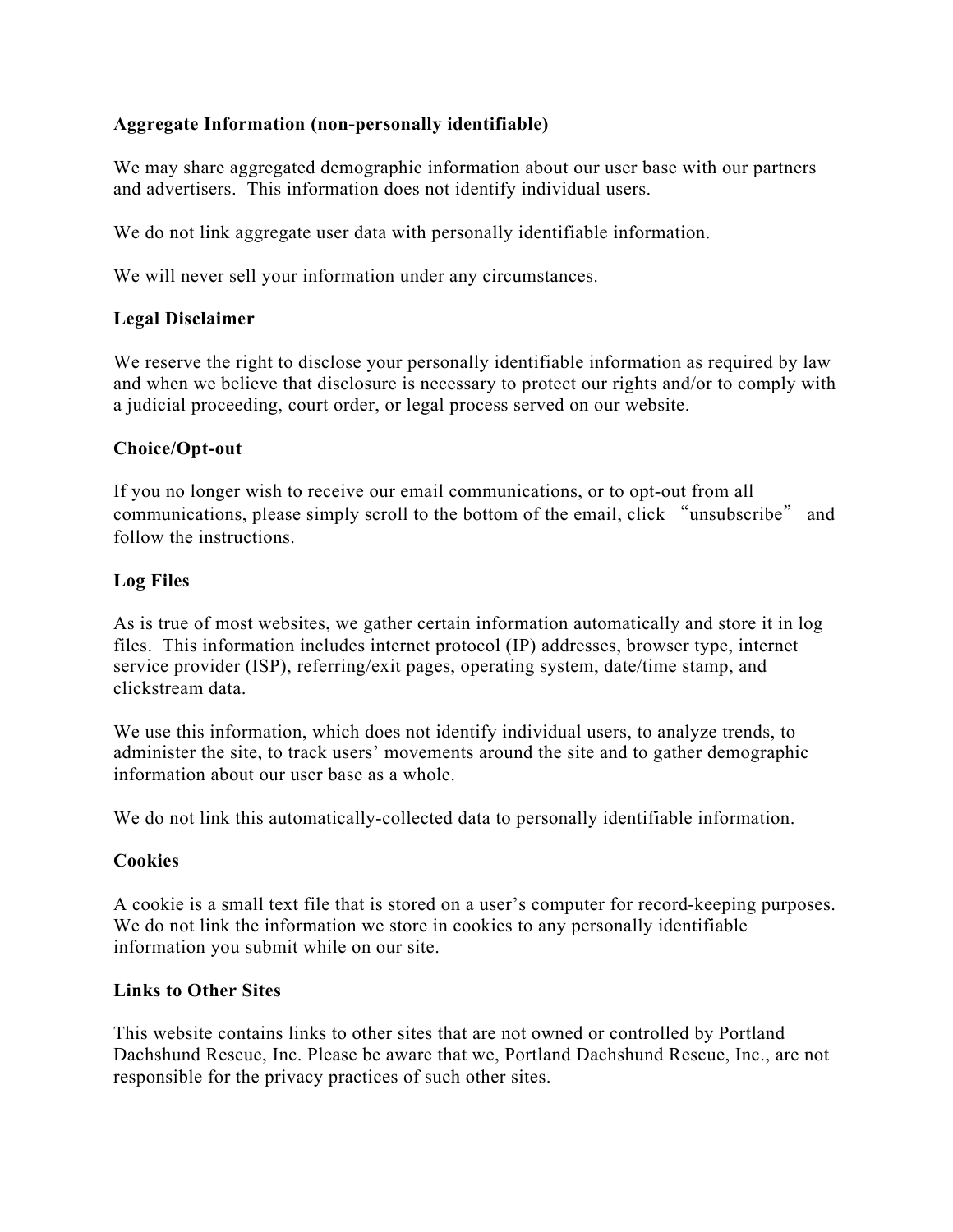**Aggregate Information (non-personally identifiable)**

We may share aggregated demographic information about our user base with our partners and advertisers. This information does not identify individual users.

We do not link aggregate user data with personally identifiable information.

We will never sell your information under any circumstances.

**Legal Disclaimer**

We reserve the right to disclose your personally identifiable information as required by law and when we believe that disclosure is necessary to protect our rights and/or to comply with a judicial proceeding, court order, or legal process served on our website.

**Choice/Opt-out**

If you no longer wish to receive our email communications, or to opt-out from all communications, please simply scroll to the bottom of the email, click "unsubscribe" and follow the instructions.

**Log Files**

As is true of most websites, we gather certain information automatically and store it in log files. This information includes internet protocol (IP) addresses, browser type, internet service provider (ISP), referring/exit pages, operating system, date/time stamp, and clickstream data.

We use this information, which does not identify individual users, to analyze trends, to administer the site, to track users' movements around the site and to gather demographic information about our user base as a whole.

We do not link this automatically-collected data to personally identifiable information.

**Cookies**

A cookie is a small text file that is stored on a user's computer for record-keeping purposes. We do not link the information we store in cookies to any personally identifiable information you submit while on our site.

**Links to Other Sites**

This website contains links to other sites that are not owned or controlled by Portland Dachshund Rescue, Inc. Please be aware that we, Portland Dachshund Rescue, Inc., are not responsible for the privacy practices of such other sites.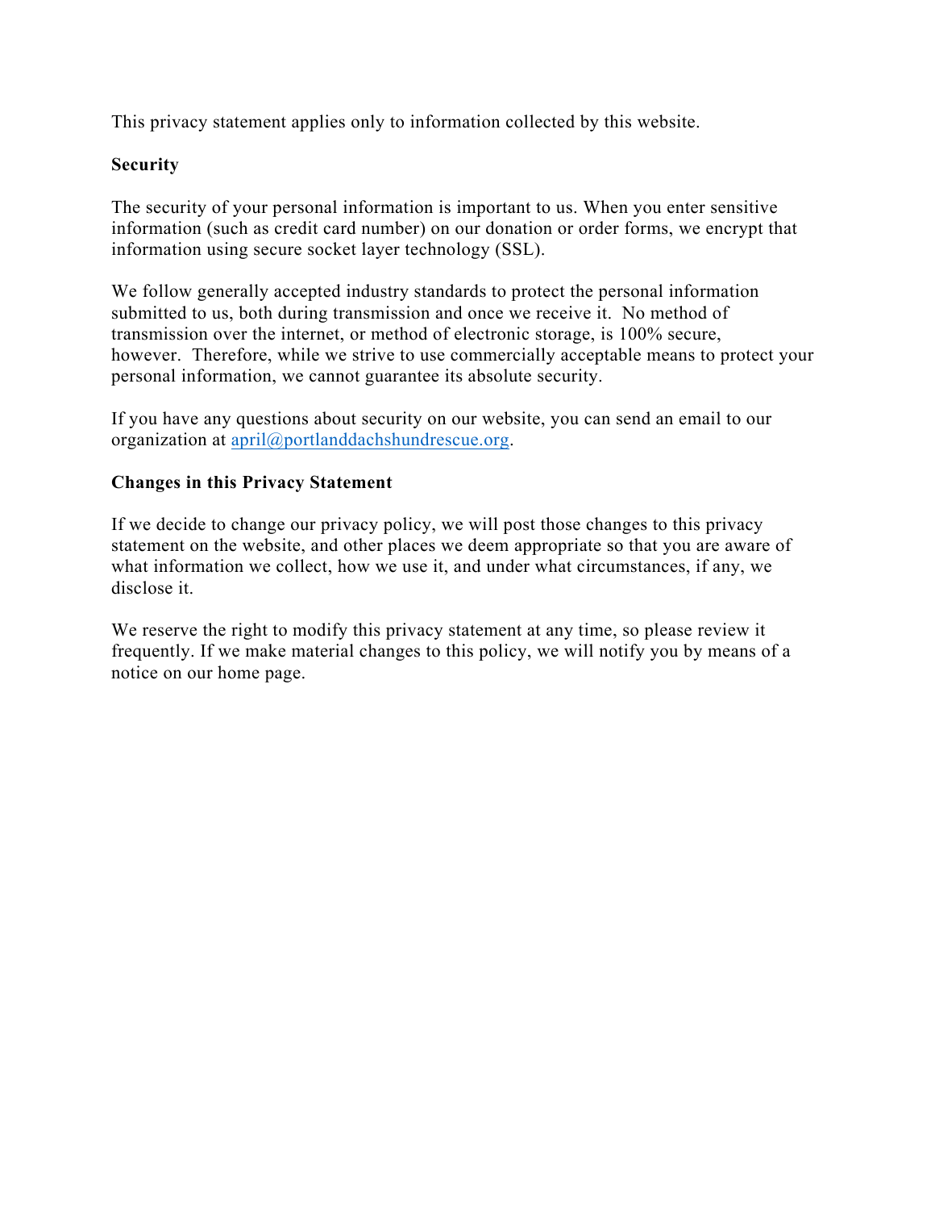This privacy statement applies only to information collected by this website.

**Security**

The security of your personal information is important to us. When you enter sensitive information (such as credit card number) on our donation or order forms, we encrypt that information using secure socket layer technology (SSL).

We follow generally accepted industry standards to protect the personal information submitted to us, both during transmission and once we receive it. No method of transmission over the internet, or method of electronic storage, is 100% secure, however. Therefore, while we strive to use commercially acceptable means to protect your personal information, we cannot guarantee its absolute security.

If you have any questions about security on our website, you can send an email to our organization at april@portlanddachshundrescue.org.

**Changes in this Privacy Statement**

If we decide to change our privacy policy, we will post those changes to this privacy statement on the website, and other places we deem appropriate so that you are aware of what information we collect, how we use it, and under what circumstances, if any, we disclose it.

We reserve the right to modify this privacy statement at any time, so please review it frequently. If we make material changes to this policy, we will notify you by means of a notice on our home page.